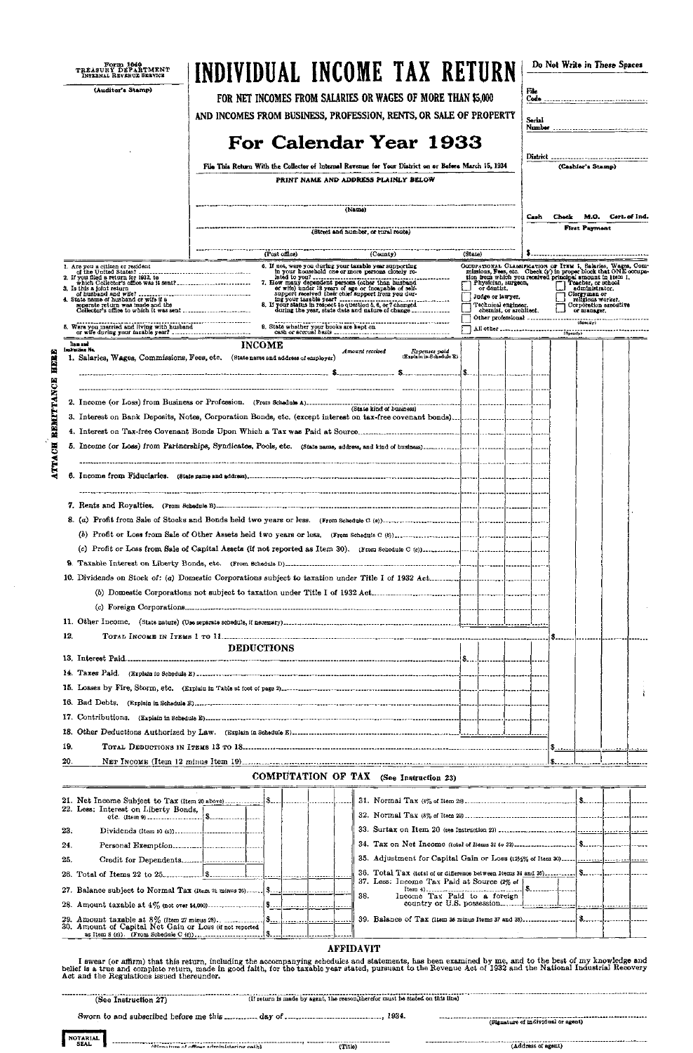Form 1040
TREASURY DEPARTMENT
INTERNAL REVENUE SERVICE

(Auditor's Stamp)

# INDIVIDUAL INCOME TAX RETURN

FOR NET INCOMES FROM SALARIES OR WAGES OF MORE THAN $5,000

AND INCOMES FROM BUSINESS, PROFESSION, RENTS, OR SALE OF PROPERTY

## For Calendar Year 1933

File This Return With the Collector of Internal Revenue for Your District on or Before March 15, 1934

PRINT NAME AND ADDRESS PLAINLY BELOW

(Name)

(Street and number, or rural route)

(Post office) (County) (State)

**Do Not Write in These Spaces**

File Code

Serial Number

District

(Cashier's Stamp)

Cash Check M.O. Cert. of Ind.

First Payment

$

---

1. Are you a citizen or resident of the United States?
2. If you filed a return for 1932, to which Collector's office was it sent?
3. Is this a joint return of husband and wife?
4. State name of husband or wife if a separate return was made and the Collector's office to which it was sent
5. Were you married and living with husband or wife during your taxable year?
6. If not, were you during your taxable year supporting in your household one or more persons closely related to you?
7. How many dependent persons (other than husband or wife) under 18 years of age or incapable of self-support received their chief support from you during your taxable year?
8. If your status in respect to question 5, 6, or 7 changed during the year, state date and nature of change
9. State whether your books are kept on cash or accrual basis

OCCUPATIONAL CLASSIFICATION OF ITEM 1, Salaries, Wages, Commissions, Fees, etc. Check (✓) in proper block that ONE occupation from which you received principal amount in Item 1.

- ☐ Physician, surgeon, or dentist.
- ☐ Teacher, or school administrator.
- ☐ Judge or lawyer.
- ☐ Clergyman or religious worker.
- ☐ Technical engineer, chemist, or architect.
- ☐ Corporation executive or manager.
- ☐ Other professional (Specify)
- ☐ All other (Specify)

---

### INCOME

| Item and Instruction No. | | Amount received | Expenses paid (Explain in Schedule E) | |
|---|---|---|---|---|
| 1. | Salaries, Wages, Commissions, Fees, etc. (State name and address of employer) | $ | $ | $ |
| 2. | Income (or Loss) from Business or Profession. (From Schedule A) (State kind of business) | | | |
| 3. | Interest on Bank Deposits, Notes, Corporation Bonds, etc. (except interest on tax-free covenant bonds) | | | |
| 4. | Interest on Tax-free Covenant Bonds Upon Which a Tax was Paid at Source | | | |
| 5. | Income (or Loss) from Partnerships, Syndicates, Pools, etc. (State name, address, and kind of business) | | | |
| 6. | Income from Fiduciaries. (State name and address) | | | |
| 7. | Rents and Royalties. (From Schedule B) | | | |
| 8. | (a) Profit from Sale of Stocks and Bonds held two years or less. (From Schedule C (a)) | | | |
| | (b) Profit or Loss from Sale of Other Assets held two years or less. (From Schedule C (b)) | | | |
| | (c) Profit or Loss from Sale of Capital Assets (if not reported as Item 30). (From Schedule C (c)) | | | |
| 9. | Taxable Interest on Liberty Bonds, etc. (From Schedule D) | | | |
| 10. | Dividends on Stock of: (a) Domestic Corporations subject to taxation under Title I of 1932 Act | | | |
| | (b) Domestic Corporations not subject to taxation under Title I of 1932 Act | | | |
| | (c) Foreign Corporations | | | |
| 11. | Other Income. (State nature) (Use separate schedule, if necessary) | | | |
| 12. | TOTAL INCOME IN ITEMS 1 TO 11 | | | $ |

### DEDUCTIONS

| | | | |
|---|---|---|---|
| 13. | Interest Paid | $ | |
| 14. | Taxes Paid. (Explain in Schedule E) | | |
| 15. | Losses by Fire, Storm, etc. (Explain in Table at foot of page 2) | | |
| 16. | Bad Debts. (Explain in Schedule E) | | |
| 17. | Contributions. (Explain in Schedule E) | | |
| 18. | Other Deductions Authorized by Law. (Explain in Schedule E) | | |
| 19. | TOTAL DEDUCTIONS IN ITEMS 13 TO 18 | | $ |
| 20. | NET INCOME (Item 12 minus Item 19) | | $ |

### COMPUTATION OF TAX (See Instruction 23)

| | | | | |
|---|---|---|---|---|
| 21. | Net Income Subject to Tax (Item 20 above) | | | $ |
| 22. | Less: Interest on Liberty Bonds, etc. (Item 9) | $ | | |
| 23. | Dividends (Item 10 (a)) | | | |
| 24. | Personal Exemption | | | |
| 25. | Credit for Dependents | | | |
| 26. | Total of Items 22 to 25 | | $ | |
| 27. | Balance subject to Normal Tax (Item 21 minus 26) | | | $ |
| 28. | Amount taxable at 4% (not over $4,000) | | | $ |
| 29. | Amount taxable at 8% (Item 27 minus 28) | | | $ |
| 30. | Amount of Capital Net Gain or Loss (if not reported as Item 8 (c)). (From Schedule C (c)) | | | $ |

| | | | |
|---|---|---|---|
| 31. | Normal Tax (4% of Item 28) | | $ |
| 32. | Normal Tax (8% of Item 29) | | |
| 33. | Surtax on Item 20 (see Instruction 23) | | |
| 34. | Tax on Net Income (total of Items 31 to 33) | | $ |
| 35. | Adjustment for Capital Gain or Loss (12½% of Item 30) | | |
| 36. | Total Tax (total of or difference between Items 34 and 35) | | $ |
| 37. | Less: Income Tax Paid at Source (2% of Item 4) | $ | |
| 38. | Income Tax Paid to a foreign country or U.S. possession | | |
| 39. | Balance of Tax (Item 36 minus Items 37 and 38) | | $ |

### AFFIDAVIT

I swear (or affirm) that this return, including the accompanying schedules and statements, has been examined by me, and to the best of my knowledge and belief is a true and complete return, made in good faith, for the taxable year stated, pursuant to the Revenue Act of 1932 and the National Industrial Recovery Act and the Regulations issued thereunder.

(See Instruction 27) (If return is made by agent, the reason therefor must be stated on this line)

Sworn to and subscribed before me this ........ day of ......................, 1934.

(Signature of individual or agent)

NOTARIAL SEAL

(Signature of officer administering oath) (Title) (Address of agent)

ATTACH REMITTANCE HERE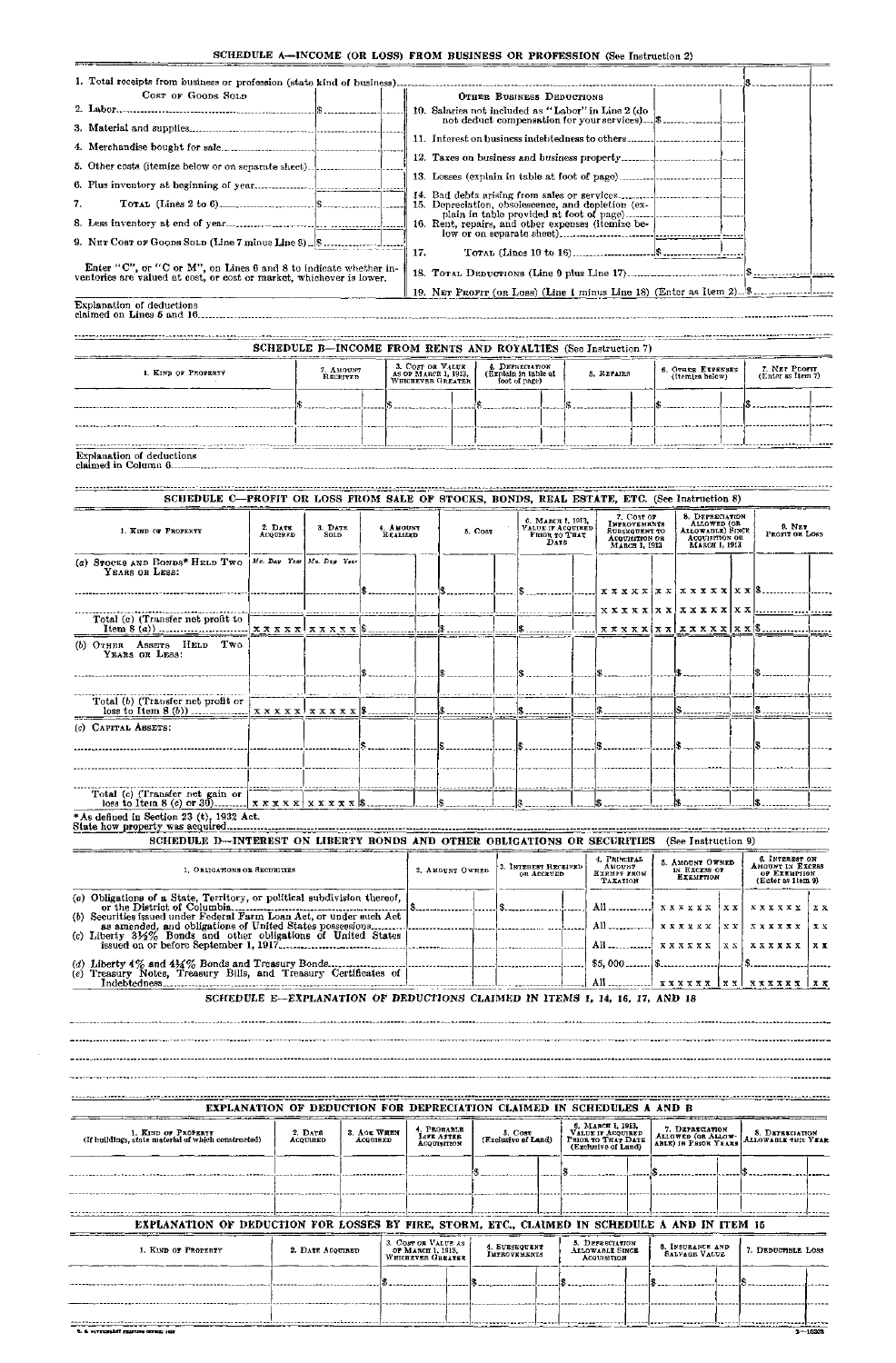## SCHEDULE A—INCOME (OR LOSS) FROM BUSINESS OR PROFESSION (See Instruction 2)

1. Total receipts from business or profession (state kind of business) ........ $

| COST OF GOODS SOLD | | OTHER BUSINESS DEDUCTIONS | |
|---|---|---|---|
| 2. Labor | $ | 10. Salaries not included as "Labor" in Line 2 (do not deduct compensation for your services) | $ |
| 3. Material and supplies | | 11. Interest on business indebtedness to others | |
| 4. Merchandise bought for sale | | 12. Taxes on business and business property | |
| 5. Other costs (itemize below or on separate sheet) | | 13. Losses (explain in table at foot of page) | |
| 6. Plus inventory at beginning of year | | 14. Bad debts arising from sales or services | |
| 7. TOTAL (Lines 2 to 6) | $ | 15. Depreciation, obsolescence, and depletion (explain in table provided at foot of page) | |
| 8. Less inventory at end of year | | 16. Rent, repairs, and other expenses (itemize below or on separate sheet) | |
| 9. NET COST OF GOODS SOLD (Line 7 minus Line 8) | $ | 17. TOTAL (Lines 10 to 16) | $ |

Enter "C", or "C or M", on Lines 6 and 8 to indicate whether inventories are valued at cost, or cost or market, whichever is lower.

18. TOTAL DEDUCTIONS (Line 9 plus Line 17) ........ $

19. NET PROFIT (OR LOSS) (Line 1 minus Line 18) (Enter as Item 2) ........ $

Explanation of deductions claimed on Lines 5 and 16........

## SCHEDULE B—INCOME FROM RENTS AND ROYALTIES (See Instruction 7)

| 1. KIND OF PROPERTY | 2. AMOUNT RECEIVED | 3. COST OR VALUE AS OF MARCH 1, 1913, WHICHEVER GREATER | 4. DEPRECIATION (Explain in table at foot of page) | 5. REPAIRS | 6. OTHER EXPENSES (itemize below) | 7. NET PROFIT (Enter as Item 7) |
|---|---|---|---|---|---|---|
| | $ | $ | | $ | $ | $ |
| | | | | | | |

Explanation of deductions claimed in Column 6........

## SCHEDULE C—PROFIT OR LOSS FROM SALE OF STOCKS, BONDS, REAL ESTATE, ETC. (See Instruction 8)

| 1. KIND OF PROPERTY | 2. DATE ACQUIRED | 3. DATE SOLD | 4. AMOUNT REALIZED | 5. COST | 6. MARCH 1, 1913, VALUE IF ACQUIRED PRIOR TO THAT DATE | 7. COST OF IMPROVEMENTS SUBSEQUENT TO ACQUISITION OR MARCH 1, 1913 | 8. DEPRECIATION ALLOWED (OR ALLOWABLE) SINCE ACQUISITION OR MARCH 1, 1913 | 9. NET PROFIT OR LOSS |
|---|---|---|---|---|---|---|---|---|
| (a) STOCKS AND BONDS* HELD TWO YEARS OR LESS: | Mo. Day Year | Mo. Day Year | | | | | | |
| | | | $ | $ | $ | x x x x x x x | x x x x x x x | $ |
| | | | | | | x x x x x x x | x x x x x x x | |
| Total (a) (Transfer net profit to Item 8 (a)) | x x x x x | x x x x x | $ | $ | $ | x x x x x x x | x x x x x x x | $ |
| (b) OTHER ASSETS HELD TWO YEARS OR LESS: | | | | | | | | |
| | | | $ | $ | $ | $ | $ | $ |
| | | | | | | | | |
| Total (b) (Transfer net profit or loss to Item 8 (b)) | x x x x x | x x x x x | $ | $ | $ | $ | $ | $ |
| (c) CAPITAL ASSETS: | | | | | | | | |
| | | | $ | $ | $ | $ | $ | $ |
| | | | | | | | | |
| Total (c) (Transfer net gain or loss to Item 8 (c) or 30) | x x x x x | x x x x x | $ | $ | $ | $ | $ | $ |

*As defined in Section 23 (t), 1932 Act.

State how property was acquired........

## SCHEDULE D—INTEREST ON LIBERTY BONDS AND OTHER OBLIGATIONS OR SECURITIES (See Instruction 9)

| 1. OBLIGATIONS OR SECURITIES | 2. AMOUNT OWNED | 3. INTEREST RECEIVED OR ACCRUED | 4. PRINCIPAL AMOUNT EXEMPT FROM TAXATION | 5. AMOUNT OWNED IN EXCESS OF EXEMPTION | 6. INTEREST ON AMOUNT IN EXCESS OF EXEMPTION (Enter as Item 9) |
|---|---|---|---|---|---|
| (a) Obligations of a State, Territory, or political subdivision thereof, or the District of Columbia | $ | $ | All | x x x x x x x x | x x x x x x x x |
| (b) Securities issued under Federal Farm Loan Act, or under such Act as amended, and obligations of United States possessions | | | All | x x x x x x x x | x x x x x x x x |
| (c) Liberty 3½% Bonds and other obligations of United States issued on or before September 1, 1917 | | | All | x x x x x x x x | x x x x x x x x |
| (d) Liberty 4% and 4¼% Bonds and Treasury Bonds | | | $5,000 | $ | $ |
| (e) Treasury Notes, Treasury Bills, and Treasury Certificates of Indebtedness | | | All | x x x x x x x x | x x x x x x x x |

## SCHEDULE E—EXPLANATION OF DEDUCTIONS CLAIMED IN ITEMS 1, 14, 16, 17, AND 18

## EXPLANATION OF DEDUCTION FOR DEPRECIATION CLAIMED IN SCHEDULES A AND B

| 1. KIND OF PROPERTY (If buildings, state material of which constructed) | 2. DATE ACQUIRED | 3. AGE WHEN ACQUIRED | 4. PROBABLE LIFE AFTER ACQUISITION | 5. COST (Exclusive of Land) | 6. MARCH 1, 1913, VALUE IF ACQUIRED PRIOR TO THAT DATE (Exclusive of Land) | 7. DEPRECIATION ALLOWED (OR ALLOWABLE) IN PRIOR YEARS | 8. DEPRECIATION ALLOWABLE THIS YEAR |
|---|---|---|---|---|---|---|---|
| | | | | $ | $ | $ | $ |
| | | | | | | | |

## EXPLANATION OF DEDUCTION FOR LOSSES BY FIRE, STORM, ETC., CLAIMED IN SCHEDULE A AND IN ITEM 15

| 1. KIND OF PROPERTY | 2. DATE ACQUIRED | 3. COST OR VALUE AS OF MARCH 1, 1913, WHICHEVER GREATER | 4. SUBSEQUENT IMPROVEMENTS | 5. DEPRECIATION ALLOWABLE SINCE ACQUISITION | 6. INSURANCE AND SALVAGE VALUE | 7. DEDUCTIBLE LOSS |
|---|---|---|---|---|---|---|
| | | $ | $ | $ | $ | $ |
| | | | | | | |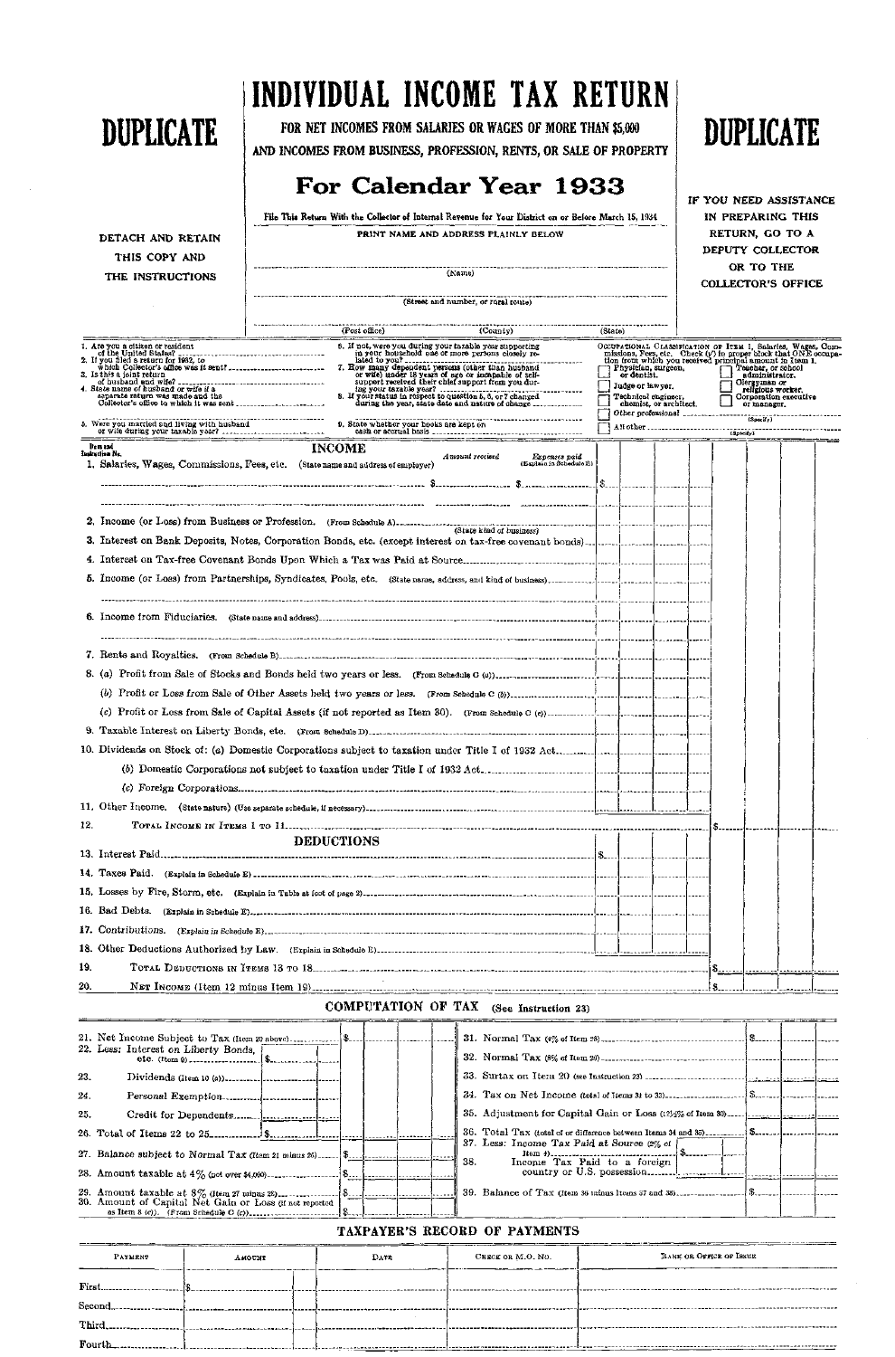# DUPLICATE

# INDIVIDUAL INCOME TAX RETURN

**FOR NET INCOMES FROM SALARIES OR WAGES OF MORE THAN $5,000 AND INCOMES FROM BUSINESS, PROFESSION, RENTS, OR SALE OF PROPERTY**

## For Calendar Year 1933

# DUPLICATE

DETACH AND RETAIN THIS COPY AND THE INSTRUCTIONS

File This Return With the Collector of Internal Revenue for Your District on or Before March 15, 1934

PRINT NAME AND ADDRESS PLAINLY BELOW

(Name)

(Street and number, or rural route)

(Post office) (County) (State)

IF YOU NEED ASSISTANCE IN PREPARING THIS RETURN, GO TO A DEPUTY COLLECTOR OR TO THE COLLECTOR'S OFFICE

1. Are you a citizen or resident of the United States?
2. If you filed a return for 1932, to which Collector's office was it sent?
3. Is this a joint return of husband and wife?
4. State name of husband or wife if a separate return was made and the Collector's office to which it was sent
5. Were you married and living with husband or wife during your taxable year?
6. If not, were you during your taxable year supporting in your household one or more persons closely related to you?
7. How many dependent persons (other than husband or wife) under 18 years of age or incapable of self-support received their chief support from you during your taxable year?
8. If your status in respect to question 5, 6, or 7 changed during the year, state date and nature of change
9. State whether your books are kept on cash or accrual basis

OCCUPATIONAL CLASSIFICATION OF ITEM 1, Salaries, Wages, Commissions, Fees, etc. Check (✓) in proper block that ONE occupation from which you received principal amount in Item 1.

- ☐ Physician, surgeon, or dentist.
- ☐ Teacher, or school administrator.
- ☐ Judge or lawyer.
- ☐ Clergyman or religious worker.
- ☐ Technical engineer, chemist, or architect.
- ☐ Corporation executive or manager.
- ☐ Other professional (Specify)
- ☐ All other (Specify)

## INCOME

Item and Instruction No.

1. Salaries, Wages, Commissions, Fees, etc. (State name and address of employer) — Amount received $ — Expenses paid (Explain in Schedule E) $ — $
2. Income (or Loss) from Business or Profession. (From Schedule A) (State kind of business)
3. Interest on Bank Deposits, Notes, Corporation Bonds, etc. (except interest on tax-free covenant bonds)
4. Interest on Tax-free Covenant Bonds Upon Which a Tax was Paid at Source
5. Income (or Loss) from Partnerships, Syndicates, Pools, etc. (State name, address, and kind of business)
6. Income from Fiduciaries. (State name and address)
7. Rents and Royalties. (From Schedule B)
8. (a) Profit from Sale of Stocks and Bonds held two years or less. (From Schedule C (a))
   (b) Profit or Loss from Sale of Other Assets held two years or less. (From Schedule C (b))
   (c) Profit or Loss from Sale of Capital Assets (if not reported as Item 30). (From Schedule C (c))
9. Taxable Interest on Liberty Bonds, etc. (From Schedule D)
10. Dividends on Stock of: (a) Domestic Corporations subject to taxation under Title I of 1932 Act
    (b) Domestic Corporations not subject to taxation under Title I of 1932 Act
    (c) Foreign Corporations
11. Other Income. (State nature) (Use separate schedule, if necessary)
12. TOTAL INCOME IN ITEMS 1 TO 11 — $

## DEDUCTIONS

13. Interest Paid — $
14. Taxes Paid. (Explain in Schedule E)
15. Losses by Fire, Storm, etc. (Explain in Table at foot of page 2)
16. Bad Debts. (Explain in Schedule E)
17. Contributions. (Explain in Schedule E)
18. Other Deductions Authorized by Law. (Explain in Schedule E)
19. TOTAL DEDUCTIONS IN ITEMS 13 TO 18 — $
20. NET INCOME (Item 12 minus Item 19) — $

## COMPUTATION OF TAX (See Instruction 23)

21. Net Income Subject to Tax (Item 20 above) — $
22. Less: Interest on Liberty Bonds, etc. (Item 9) — $
23. Dividends (Item 10 (a))
24. Personal Exemption
25. Credit for Dependents
26. Total of Items 22 to 25 — $
27. Balance subject to Normal Tax (Item 21 minus 26) — $
28. Amount taxable at 4% (not over $4,000) — $
29. Amount taxable at 8% (Item 27 minus 28) — $
30. Amount of Capital Net Gain or Loss (if not reported as Item 8 (c)). (From Schedule C (c)) — $
31. Normal Tax (4% of Item 28) — $
32. Normal Tax (8% of Item 29)
33. Surtax on Item 20 (see Instruction 23)
34. Tax on Net Income (total of Items 31 to 33) — $
35. Adjustment for Capital Gain or Loss (12½% of Item 30)
36. Total Tax (total of or difference between Items 34 and 35) — $
37. Less: Income Tax Paid at Source (2% of Item 4) — $
38. Income Tax Paid to a foreign country or U.S. possession
39. Balance of Tax (Item 36 minus Items 37 and 38) — $

## TAXPAYER'S RECORD OF PAYMENTS

| PAYMENT | AMOUNT | DATE | CHECK OR M.O. NO. | BANK OR OFFICE OF ISSUE |
|---|---|---|---|---|
| First | $ | | | |
| Second | | | | |
| Third | | | | |
| Fourth | | | | |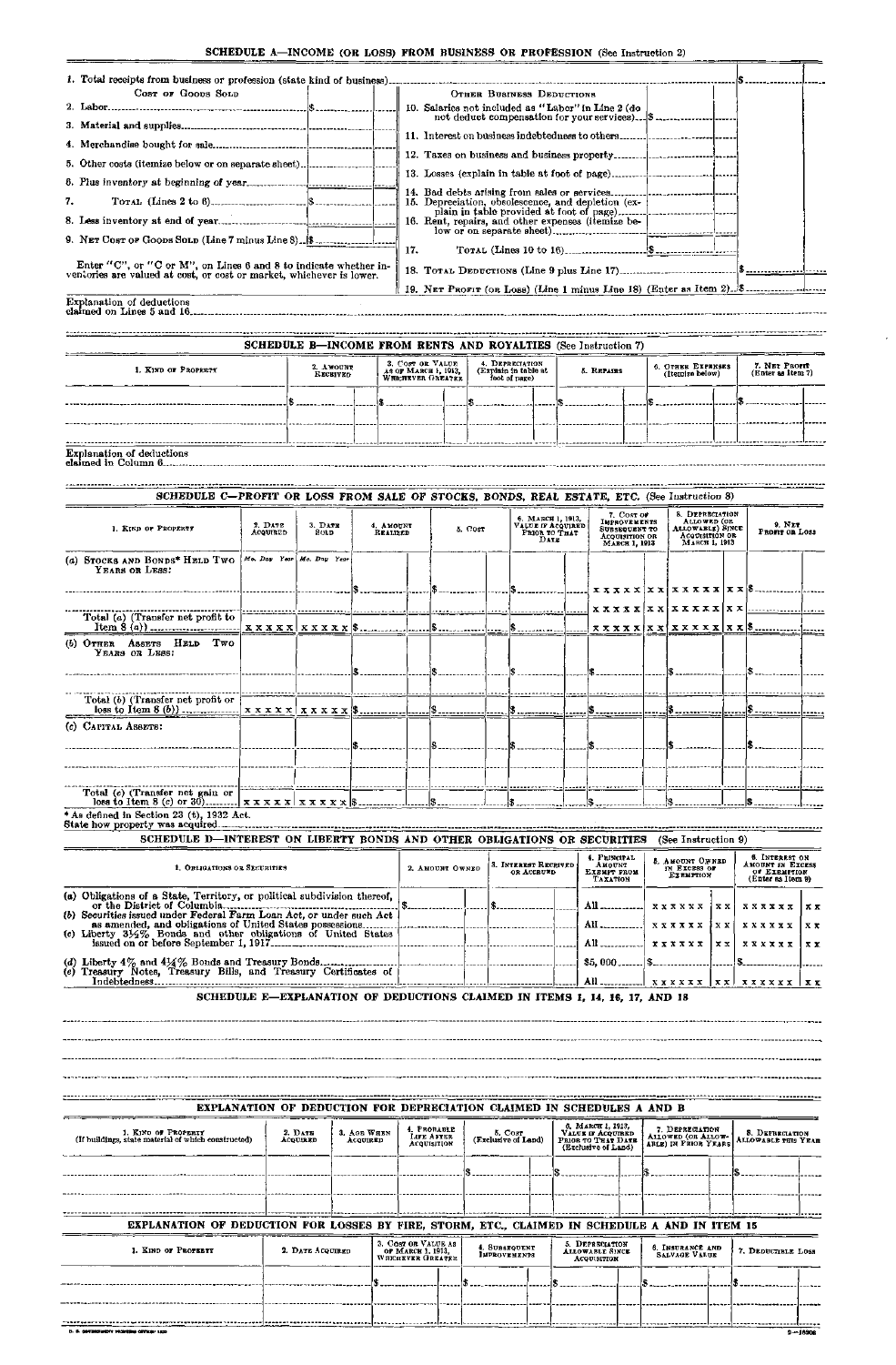## SCHEDULE A—INCOME (OR LOSS) FROM BUSINESS OR PROFESSION (See Instruction 2)

1. Total receipts from business or profession (state kind of business) ........ $

| COST OF GOODS SOLD | | OTHER BUSINESS DEDUCTIONS | |
|---|---|---|---|
| 2. Labor | $ | 10. Salaries not included as "Labor" in Line 2 (do not deduct compensation for your services) | $ |
| 3. Material and supplies | | 11. Interest on business indebtedness to others | |
| 4. Merchandise bought for sale | | 12. Taxes on business and business property | |
| 5. Other costs (itemize below or on separate sheet) | | 13. Losses (explain in table at foot of page) | |
| 6. Plus inventory at beginning of year | | 14. Bad debts arising from sales or services | |
| 7. TOTAL (Lines 2 to 6) | $ | 15. Depreciation, obsolescence, and depletion (explain in table provided at foot of page) | |
| 8. Less inventory at end of year | | 16. Rent, repairs, and other expenses (itemize below or on separate sheet) | |
| 9. NET COST OF GOODS SOLD (Line 7 minus Line 8) | $ | 17. TOTAL (Lines 10 to 16) | $ |

Enter "C", or "C or M", on Lines 6 and 8 to indicate whether inventories are valued at cost, or cost or market, whichever is lower.

18. TOTAL DEDUCTIONS (Line 9 plus Line 17) ........ $

19. NET PROFIT (OR LOSS) (Line 1 minus Line 18) (Enter as Item 2) ........ $

Explanation of deductions claimed on Lines 5 and 16 ........

## SCHEDULE B—INCOME FROM RENTS AND ROYALTIES (See Instruction 7)

| 1. KIND OF PROPERTY | 2. AMOUNT RECEIVED | 3. COST OR VALUE AS OF MARCH 1, 1913, WHICHEVER GREATER | 4. DEPRECIATION (Explain in table at foot of page) | 5. REPAIRS | 6. OTHER EXPENSES (Itemize below) | 7. NET PROFIT (Enter as Item 7) |
|---|---|---|---|---|---|---|
| | $ | $ | $ | $ | $ | $ |
| | | | | | | |

Explanation of deductions claimed in Column 6 ........

## SCHEDULE C—PROFIT OR LOSS FROM SALE OF STOCKS, BONDS, REAL ESTATE, ETC. (See Instruction 8)

| 1. KIND OF PROPERTY | 2. DATE ACQUIRED | 3. DATE SOLD | 4. AMOUNT REALIZED | 5. COST | 6. MARCH 1, 1913, VALUE IF ACQUIRED PRIOR TO THAT DATE | 7. COST OF IMPROVEMENTS SUBSEQUENT TO ACQUISITION OR MARCH 1, 1913 | 8. DEPRECIATION ALLOWED (OR ALLOWABLE) SINCE ACQUISITION OR MARCH 1, 1913 | 9. NET PROFIT OR LOSS |
|---|---|---|---|---|---|---|---|---|
| (a) STOCKS AND BONDS* HELD TWO YEARS OR LESS: | Mo. Day Year | Mo. Day Year | | | | | | |
| | | | $ | $ | $ | x x x x x x x | x x x x x x x | $ |
| | | | | | | x x x x x x x | x x x x x x x | |
| Total (a) (Transfer net profit to Item 8 (a)) | x x x x x | x x x x x | $ | $ | $ | x x x x x x x | x x x x x x x | $ |
| (b) OTHER ASSETS HELD TWO YEARS OR LESS: | | | | | | | | |
| | | | $ | $ | $ | $ | $ | $ |
| Total (b) (Transfer net profit or loss to Item 8 (b)) | x x x x x | x x x x x | $ | $ | $ | $ | $ | $ |
| (c) CAPITAL ASSETS: | | | | | | | | |
| | | | $ | $ | $ | $ | $ | $ |
| | | | | | | | | |
| Total (c) (Transfer net gain or loss to Item 8 (c) or 30) | x x x x x | x x x x x | $ | $ | $ | $ | $ | $ |

\* As defined in Section 23 (t), 1932 Act.
State how property was acquired ........

## SCHEDULE D—INTEREST ON LIBERTY BONDS AND OTHER OBLIGATIONS OR SECURITIES (See Instruction 9)

| 1. OBLIGATIONS OR SECURITIES | 2. AMOUNT OWNED | 3. INTEREST RECEIVED OR ACCRUED | 4. PRINCIPAL AMOUNT EXEMPT FROM TAXATION | 5. AMOUNT OWNED IN EXCESS OF EXEMPTION | 6. INTEREST ON AMOUNT IN EXCESS OF EXEMPTION (Enter as Item 9) |
|---|---|---|---|---|---|
| (a) Obligations of a State, Territory, or political subdivision thereof, or the District of Columbia | $ | $ | All | x x x x x x x x | x x x x x x x x |
| (b) Securities issued under Federal Farm Loan Act, or under such Act as amended, and obligations of United States possessions | | | All | x x x x x x x x | x x x x x x x x |
| (c) Liberty 3½% Bonds and other obligations of United States issued on or before September 1, 1917 | | | All | x x x x x x x x | x x x x x x x x |
| (d) Liberty 4% and 4¼% Bonds and Treasury Bonds | | | $5,000 | $ | $ |
| (e) Treasury Notes, Treasury Bills, and Treasury Certificates of Indebtedness | | | All | x x x x x x x x | x x x x x x x x |

## SCHEDULE E—EXPLANATION OF DEDUCTIONS CLAIMED IN ITEMS 1, 14, 16, 17, AND 18

## EXPLANATION OF DEDUCTION FOR DEPRECIATION CLAIMED IN SCHEDULES A AND B

| 1. KIND OF PROPERTY (If buildings, state material of which constructed) | 2. DATE ACQUIRED | 3. AGE WHEN ACQUIRED | 4. PROBABLE LIFE AFTER ACQUISITION | 5. COST (Exclusive of Land) | 6. MARCH 1, 1913, VALUE IF ACQUIRED PRIOR TO THAT DATE (Exclusive of Land) | 7. DEPRECIATION ALLOWED (OR ALLOWABLE) IN PRIOR YEARS | 8. DEPRECIATION ALLOWABLE THIS YEAR |
|---|---|---|---|---|---|---|---|
| | | | | $ | $ | $ | $ |
| | | | | | | | |

## EXPLANATION OF DEDUCTION FOR LOSSES BY FIRE, STORM, ETC., CLAIMED IN SCHEDULE A AND IN ITEM 15

| 1. KIND OF PROPERTY | 2. DATE ACQUIRED | 3. COST OR VALUE AS OF MARCH 1, 1913, WHICHEVER GREATER | 4. SUBSEQUENT IMPROVEMENTS | 5. DEPRECIATION ALLOWABLE SINCE ACQUISITION | 6. INSURANCE AND SALVAGE VALUE | 7. DEDUCTIBLE LOSS |
|---|---|---|---|---|---|---|
| | | $ | $ | $ | $ | $ |
| | | | | | | |

U. S. GOVERNMENT PRINTING OFFICE 1933 — 3—16906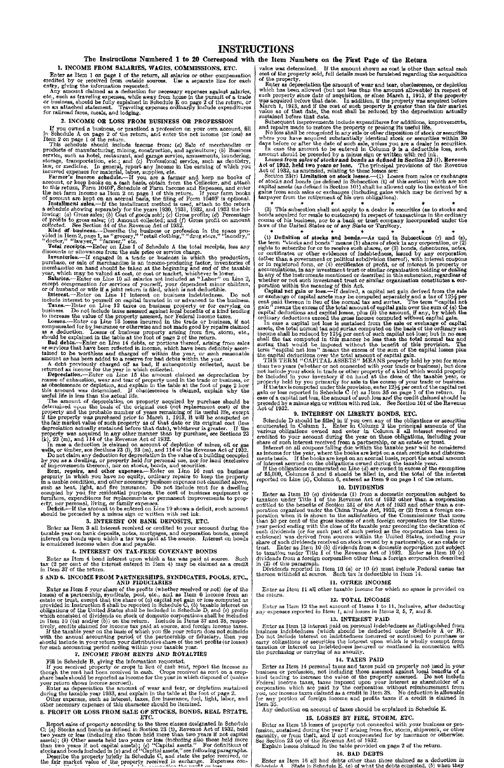# INSTRUCTIONS

## The Instructions Numbered 1 to 20 Correspond with the Item Numbers on the First Page of the Return

### 1. INCOME FROM SALARIES, WAGES, COMMISSIONS, ETC.

Enter as Item 1 on page 1 of the return, all salaries or other compensation credited by or received from outside sources. Use a separate line for each entry, giving the information requested.

Any amount claimed as a deduction for necessary expenses against salaries, etc., such as traveling expenses, while away from home in the pursuit of a trade or business, should be fully explained in Schedule E on page 2 of the return, or on an attached statement. Traveling expenses ordinarily include expenditures for railroad fares, meals, and lodging.

### 2. INCOME OR LOSS FROM BUSINESS OR PROFESSION

If you owned a business, or practiced a profession on your own account, fill in Schedule A on page 2 of the return, and enter the net income (or loss) as Item 2 on page 1 of the return.

This schedule should include income from: (a) Sale of merchandise or products of manufacturing, mining, construction, and agriculture; (b) Business service, such as hotel, restaurant, and garage service, amusements, laundering, storage, transportation, etc.; and (c) Professional service, such as dentistry, law, or medicine. In general, report any income in the earning of which you incurred expenses for material, labor, supplies, etc.

**Farmer's income schedule.**—If you are a farmer and keep no books of account, or keep books on a cash basis, obtain from the Collector, and attach to this return, Form 1040F, Schedule of Farm Income and Expenses, and enter the net farm income as Item 2 on page 1 of this return. If your farm books of account are kept on an accrual basis, the filing of Form 1040F is optional.

**Installment sales.**—If the installment method is used, attach to the return a schedule showing separately for the years 1930, 1931, 1932, and 1933 the following: (a) Gross sales; (b) Cost of goods sold; (c) Gross profits; (d) Percentage of profits to gross sales; (e) Amount collected; and (f) Gross profit on amount collected. See Section 44 of the Revenue Act of 1932.

**Kind of business.**—Describe the business or profession in the space provided in Item 2, page 1, as "grocery," "retail clothing," "drug store," "laundry," "doctor," "lawyer," "farmer," etc.

**Total receipts.**—Enter on Line 1 of Schedule A the total receipts, less any discounts or allowances from the sale price or service charge.

**Inventories.**—If engaged in a trade or business in which the production, purchase, or sale of merchandise is an income-producing factor, inventories of merchandise on hand should be taken at the beginning and end of the taxable year, which may be valued at cost, or cost or market, whichever is lower.

**Salaries.**—Enter on Line 10 all salaries not included as "Labor" on Line 2, except compensation for services of yourself, your dependent minor children, or of husband or wife if a joint return is filed, which is not deductible.

**Interest.**—Enter on Line 11 interest on business indebtedness. Do not include interest to yourself on capital invested in or advanced to the business.

**Taxes.**—Enter on Line 12 taxes on business property or for carrying on business. Do not include taxes assessed against local benefits of a kind tending to increase the value of the property assessed, nor Federal income taxes.

**Losses.**—Enter on Line 13 losses incurred in the trade or business, if not compensated for by insurance or otherwise and not made good by repairs claimed as a deduction. Losses of business property arising from fire, storm, etc., should be explained in the table at the foot of page 2 of the return.

**Bad debts.**—Enter on Line 14 debts, or portions thereof, arising from sales or services that have been reflected in income, which have been definitely ascertained to be worthless and charged off within the year, or such reasonable amount as has been added to a reserve for bad debts within the year.

A debt previously charged off as bad, if subsequently collected, must be returned as income for the year in which collected.

**Depreciation.**—Enter on Line 15 the amount claimed as depreciation by reason of exhaustion, wear and tear of property used in the trade or business, or as obsolescence or depletion, and explain in the table at the foot of page 2 how this amount was determined. If obsolescence is claimed, explain why the useful life is less than the actual life.

The amount of depreciation on property acquired by purchase should be determined upon the basis of the original cost (not replacement cost) of the property and the probable number of years remaining of its useful life, except if the property was purchased prior to March 1, 1913, it will be computed on the fair market value of such property as of that date or its original cost (less depreciation actually sustained before that date), whichever is greater. If the property was acquired in any other manner than by purchase, see Sections 23 (k), 23 (m), and 114 of the Revenue Act of 1932.

In case a deduction is claimed on account of depletion of mines, oil or gas wells, or timber, see Sections 23 (l), 23 (m), and 114 of the Revenue Act of 1932.

Do not claim any deduction for depreciation in the value of a building occupied by you as a dwelling, or property held for personal use, nor for land (exclusive of improvements thereon), nor on stocks, bonds, and securities.

**Rent, repairs, and other expenses.**—Enter on Line 16 rent on business property in which you have no equity, ordinary repairs to keep the property in a usable condition, and other necessary business expenses not classified above, such as heat, light, and fire insurance. Do not include rent for a dwelling occupied by you for residential purposes, the cost of business equipment or furniture, expenditures for replacements or permanent improvements to property, nor personal, living, or family expenses.

**Deficit.**—If the amount to be entered on Line 19 shows a deficit, such amount should be preceded by a minus sign or written with red ink.

### 3. INTEREST ON BANK DEPOSITS, ETC.

Enter as Item 3 all interest received or credited to your account during the taxable year on bank deposits, notes, mortgages, and corporation bonds, except interest on bonds upon which a tax was paid at the source. Interest on bonds is considered income when due and payable.

### 4. INTEREST ON TAX-FREE COVENANT BONDS

Enter as Item 4 bond interest upon which a tax was paid at source. Such tax (2 per cent of the interest entered in Item 4) may be claimed as a credit in Item 37 of the return.

### 5 AND 6. INCOME FROM PARTNERSHIPS, SYNDICATES, POOLS, ETC., AND FIDUCIARIES

Enter as Item 5 your share of the profits (whether received or not) (or of the losses) of a partnership, syndicate, pool, etc., and as Item 6 income from an estate or trust, except that the share of (a) capital net gain or loss computed as provided in Instruction 8 shall be reported in Schedule C, (b) taxable interest on obligations of the United States shall be included in Schedule D, and (c) profits which consisted of dividends on stock of domestic corporations shall be included in Item 10 ((a) and/or (b)) on the return. Include in Items 37 and 38, respectively, credits claimed for income tax paid at source, and foreign income taxes.

If the taxable year on the basis of which you file your return does not coincide with the annual accounting period of the partnership or fiduciary, then you should include in your return your distributive share of the net profits (or losses) for such accounting period ending within your taxable year.

### 7. INCOME FROM RENTS AND ROYALTIES

Fill in Schedule B, giving the information requested.

If you received property or crops in lieu of cash rent, report the income as though the rent had been received in cash. Crops received as rent on a crop-share basis should be reported as income for the year in which disposed of (unless your return shows income accrued).

Enter as depreciation the amount of wear and tear, or depletion sustained during the taxable year 1933, and explain in the table at the foot of page 2.

Other expenses, such as interest, taxes, fire insurance, fuel, light, labor, and other necessary expenses of this character should be itemized.

### 8. PROFIT OR LOSS FROM SALE OF STOCKS, BONDS, REAL ESTATE, ETC.

Report sales of property according to the three classes designated in Schedule C: (a) Stocks and bonds as defined in Section 23 (t), Revenue Act of 1932, held two years or less (including also those held more than two years if not capital assets); (b) Other assets held two years or less (including also those held more than two years if not capital assets); (c) "Capital assets." For definitions of stocks and bonds included in (a) and of "Capital assets," see following paragraphs.

Describe the property briefly in Schedule C, and state the price received, or the fair market value of the property received in exchange. Expenses connected with the sale should be included in computing the profit or loss, and the basis upon which cost or other value was determined. If the amount shown as cost is other than actual cash cost of the property sold, full details must be furnished regarding the acquisition of the property.

Enter as depreciation the amount of wear and tear, obsolescence, or depletion which has been allowed (but not less than the amount allowable) in respect of such property since date of acquisition, or since March 1, 1913, if the property was acquired before that date. In addition, if the property was acquired before March 1, 1913, and if the cost of such property is greater than its fair market value as of that date, the cost shall be reduced by the depreciation actually sustained before that date.

Subsequent improvements include expenditures for additions, improvements, and repairs made to restore the property or prolong its useful life.

No loss shall be recognized in any sale or other disposition of stock or securities where you have acquired substantially identical stock or securities within 30 days before or after the date of such sale, unless you are a dealer in securities.

In case the amount to be entered in Column 9 is a deductible loss, such amount should be preceded by a minus sign or written with red ink.

**Losses from sales of stocks and bonds as defined in Section 23 (t), Revenue Act of 1932, held two years or less.** The principal provisions of the Revenue Act of 1932, as amended, relating to these losses are:

Section 23(r) **Limitation on stock losses.**—(1) Losses from sales or exchanges of stocks and bonds (as defined in Subsection (t) of this section) which are not capital assets (as defined in Section 101) shall be allowed only to the extent of the gains from such sales or exchanges (including gains which may be derived by a taxpayer from the retirement of his own obligations).

\* \* \* \* \* \* \* \*

(3) This subsection shall not apply to a dealer in securities (as to stocks and bonds acquired for resale to customers) in respect of transactions in the ordinary course of his business, nor to a bank or trust company incorporated under the laws of the United States or of any State or Territory.

\* \* \* \* \* \* \* \*

(t) **Definition of stocks and bonds.**—As used in Subsections (r) and (s), the term "stocks and bonds" means (1) shares of stock in any corporation, or (2) rights to subscribe for or to receive such shares, or (3) bonds, debentures, notes, or certificates or other evidences of indebtedness, issued by any corporation (other than a government or political subdivision thereof), with interest coupons or in registered form, or (4) certificates of profit, or of interest in property or accumulations, in any investment trust or similar organization holding or dealing in any of the instruments mentioned or described in this subsection, regardless of whether or not such investment trust or similar organization constitutes a corporation within the meaning of this Act.

**Capital net gain or loss.**—If desired, a capital net gain derived from the sale or exchange of capital assets may be computed separately and a tax of 12½ per cent paid thereon in lieu of the normal tax and surtax. The term "capital net gain" means the excess of the total amount of capital gain over the sum of (a) the capital deductions and capital losses, plus (b) the amount, if any, by which the ordinary deductions exceed the gross income computed without capital gain.

In case a capital net loss is sustained from the sale or exchange of capital assets, the total normal tax and surtax computed on the basis of the ordinary net income shall be reduced by 12½ per cent of such capital net loss; but in no case shall the tax computed in this manner be less than the total normal tax and surtax that would be imposed without the benefit of this provision. The term "capital net loss" means the excess of the sum of the capital losses plus the capital deductions over the total amount of capital gain.

THE TERM "CAPITAL ASSETS" MEANS property held by you for more than two years (whether or not connected with your trade or business), but does not include your stock in trade or other property of a kind which would properly be included in your inventory if on hand at the close of the taxable year, or property held by you primarily for sale in the course of your trade or business.

If the tax is computed under this provision, enter 12½ per cent of the capital net gain or loss reported in Schedule C (c) as Item 26 on page 1 of the return. In case of a capital net loss, the amount of such loss and the credit claimed should be preceded by a minus sign or written with red ink. See Section 101 of the Revenue Act of 1932.

### 9. INTEREST ON LIBERTY BONDS, ETC.

Schedule D should be filled in if you own any of the obligations or securities enumerated in Column 1. Enter in Column 2 the principal amounts of the various obligations owned and enter in Column 3 all interest received or credited to your account during the year on these obligations, including your share of such interest received from a partnership, or an estate or trust.

Interest on all coupons falling due within the taxable year will be considered as income for the year, where the books are kept on a cash receipts and disbursements basis. If the books are kept on an accrual basis, report the actual amount of interest accrued on the obligations owned during the taxable year.

If the obligations enumerated on Line (d) are owned in excess of the exemption of $5,000, Columns 5 and 6 should be filled in, and the total of the interest reported on Line (d), Column 6, entered as Item 9 on page 1 of the return.

### 10. DIVIDENDS

Enter as Item 10 (a) dividends (1) from a domestic corporation subject to taxation under Title I of the Revenue Act of 1932 other than a corporation entitled to the benefits of Section 251 of the Act of 1932 and other than a corporation organized under the China Trade Act, 1922, or (2) from a foreign corporation when it is shown to the satisfaction of the Commissioner that more than 50 per cent of the gross income of such foreign corporation for the three-year period ending with the close of its taxable year preceding the declaration of such dividends (or for such part of such period as the corporation has been in existence) was derived from sources within the United States, including your share of such dividends received on stock owned by a partnership, or an estate or trust. Enter as Item 10 (b) dividends from a domestic corporation not subject to taxation under Title I of the Revenue Act of 1932. Enter as Item 10 (c) dividends from a foreign corporation other than a foreign corporation described in (2) of this paragraph.

Dividends reported in Item 10 (a) or 10 (c) must include Federal excise tax thereon withheld at source. Such tax is deductible in Item 14.

### 11. OTHER INCOME

Enter as Item 11 all other taxable income for which no space is provided on the return.

### 12. TOTAL INCOME

Enter as Item 12 the net amount of Items 1 to 11, inclusive, after deducting any expenses reported in Item 1, and losses in Items 2, 5, 7, and 8.

### 13. INTEREST PAID

Enter as Item 13 interest paid on personal indebtedness as distinguished from business indebtedness (which should be deducted under Schedule A or B). Do not include interest on indebtedness incurred or continued to purchase or carry obligations or securities the interest upon which is wholly exempt from taxation or interest on indebtedness incurred or continued in connection with the purchasing or carrying of an annuity.

### 14. TAXES PAID

Enter as Item 14 personal taxes and taxes paid on property not used in your business or profession, not including those assessed against local benefits of a kind tending to increase the value of the property assessed. Do not include Federal income taxes, taxes imposed upon your interest as shareholder of a corporation which are paid by the corporation without reimbursement from you, nor income taxes claimed as a credit in Item 38. No deduction is allowable for any portion of foreign income and profits taxes if a credit is claimed in Item 38.

Any deduction on account of taxes should be explained in Schedule E.

### 15. LOSSES BY FIRE, STORM, ETC.

Enter as Item 15 losses of property not connected with your business or profession, sustained during the year if arising from fire, storm, shipwreck, or other casualty, or from theft, and if not compensated for by insurance or otherwise. See Section 23 (e) of the Revenue Act of 1932.

Explain losses claimed in the table provided on page 2 of the return.

### 16. BAD DEBTS

Enter as Item 16 all bad debts other than those claimed as a deduction in Schedule A. State in Schedule E, (a) of what the debts consisted, (b) when they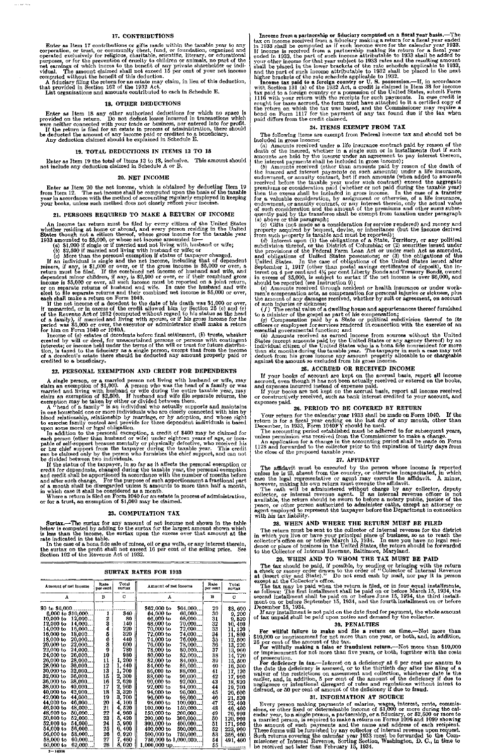## 17. CONTRIBUTIONS

Enter as Item 17 contributions or gifts made within the taxable year to any corporation, or trust, or community chest, fund, or foundation, organized and operated exclusively for religious, charitable, scientific, literary, or educational purposes, or for the prevention of cruelty to children or animals, no part of the net earnings of which inures to the benefit of any private shareholder or individual. The amount claimed shall not exceed 15 per cent of your net income computed without the benefit of this deduction.

A fiduciary filing the return for an estate may claim, in lieu of this deduction, that provided in Section 162 of the 1932 Act.

List organizations and amounts contributed to each in Schedule E.

## 18. OTHER DEDUCTIONS

Enter as Item 18 any other authorized deductions for which no space is provided on the return. Do not deduct losses incurred in transactions which were neither connected with your trade or business, nor entered into for profit.

If the return is filed for an estate in process of administration, there should be deducted the amount of any income paid or credited to a beneficiary.

Any deduction claimed should be explained in Schedule E.

## 19. TOTAL DEDUCTIONS IN ITEMS 13 TO 18

Enter as Item 19 the total of Items 13 to 18, inclusive. This amount should not include any deduction claimed in Schedule A or B.

## 20. NET INCOME

Enter as Item 20 the net income, which is obtained by deducting Item 19 from Item 12. The net income shall be computed upon the basis of the taxable year in accordance with the method of accounting regularly employed in keeping your books, unless such method does not clearly reflect your income.

## 21. PERSONS REQUIRED TO MAKE A RETURN OF INCOME

An income tax return must be filed by every citizen of the United States whether residing at home or abroad, and every person residing in the United States though not a citizen thereof, whose gross income for the taxable year 1933 amounted to $5,000, or whose net income amounted to—

(a) $1,000 if single or if married and not living with husband or wife;

(b) $2,500 if married and living with husband or wife; or

(c) More than the personal exemption if status of taxpayer changed.

If an individual is single and the net income, including that of dependent minors, if any, is $1,000 or over, or if the gross income is $5,000 or over, a return must be filed. If the combined net income of husband and wife, and dependent minor children, if any, is $2,500 or over, or if their combined gross income is $5,000 or over, all such income must be reported on a joint return, or on separate returns of husband and wife. In case the husband and wife elect to file separate returns and their combined net income is $5,000 or over, each shall make a return on Form 1040.

If the net income of a decedent to the date of his death was $1,000 or over, if unmarried, or in excess of the credit allowed him by Section 25 (c) and (e) of the Revenue Act of 1932 (computed without regard to his status as the head of a family), if married and living with spouse, or if his gross income for the period was $5,000 or over, the executor or administrator shall make a return for him on Form 1040 or 1040A.

Income of (a) estates of decedents before final settlement, (b) trusts, whether created by will or deed, for unascertained persons or persons with contingent interests; or income held under the terms of the will or trust for future distribution, is taxed to the fiduciary as a single person, except that from the income of a decedent's estate there should be deducted any amount properly paid or credited to a beneficiary.

## 22. PERSONAL EXEMPTION AND CREDIT FOR DEPENDENTS

A single person, or a married person not living with husband or wife, may claim an exemption of $1,000. A person who was the head of a family or was married and living with husband or wife during the entire taxable year, may claim an exemption of $2,500. If husband and wife file separate returns, the exemption may be taken by either or divided between them.

A "head of a family" is an individual who actually supports and maintains in one household one or more individuals who are closely connected with him by blood relationship, relationship by marriage, or by adoption, and whose right to exercise family control and provide for these dependent individuals is based upon some moral or legal obligation.

In addition to the personal exemption, a credit of $400 may be claimed for each person (other than husband or wife) under eighteen years of age, or incapable of self-support because mentally or physically defective, who received his or her chief support from the taxpayer during the taxable year. This credit can be claimed only by the person who furnishes the chief support, and can not be divided between two individuals.

If the status of the taxpayer, in so far as it affects the personal exemption or credit for dependents, changed during the taxable year, the personal exemption and credit shall be apportioned in accordance with the number of months before and after such change. For the purpose of such apportionment a fractional part of a month shall be disregarded unless it amounts to more than half a month, in which case it shall be considered as a month.

Where a return is filed on Form 1040 for an estate in process of administration, or for a trust, an exemption of $1,000 may be claimed.

## 23. COMPUTATION TAX

**Surtax.**—The surtax for any amount of net income not shown in the table below is computed by adding to the surtax for the largest amount shown which is less than the income, the surtax upon the excess over that amount at the rate indicated in the table.

In the case of a bona fide sale of mines, oil or gas wells, or any interest therein, the surtax on the profit shall not exceed 16 per cent of the selling price. See Section 102 of the Revenue Act of 1932.

### SURTAX RATES FOR 1933

| Amount of net income | Rate per cent | Total surtax | Amount of net income | Rate per cent | Total surtax |
|---|---|---|---|---|---|
| A | B | C | A | B | C |
| $0 to $6,000 | | | $62,000 to $64,000 | 29 | $8,600 |
| 6,000 to $10,000 | 1 | $40 | 64,000 to 66,000 | 30 | 9,200 |
| 10,000 to 12,000 | 2 | 80 | 66,000 to 68,000 | 31 | 9,820 |
| 12,000 to 14,000 | 3 | 140 | 68,000 to 70,000 | 32 | 10,460 |
| 14,000 to 16,000 | 4 | 220 | 70,000 to 72,000 | 33 | 11,120 |
| 16,000 to 18,000 | 5 | 320 | 72,000 to 74,000 | 34 | 11,800 |
| 18,000 to 20,000 | 6 | 440 | 74,000 to 76,000 | 35 | 12,500 |
| 20,000 to 22,000 | 7 | 600 | 76,000 to 78,000 | 36 | 13,220 |
| 22,000 to 24,000 | 8 | 780 | 78,000 to 80,000 | 37 | 13,960 |
| 24,000 to 26,000 | 10 | 980 | 80,000 to 82,000 | 38 | 14,720 |
| 26,000 to 28,000 | 11 | 1,200 | 82,000 to 84,000 | 39 | 15,500 |
| 28,000 to 30,000 | 12 | 1,440 | 84,000 to 86,000 | 40 | 16,300 |
| 30,000 to 32,000 | 13 | 1,700 | 86,000 to 88,000 | 41 | 17,120 |
| 32,000 to 36,000 | 15 | 2,300 | 88,000 to 90,000 | 42 | 17,960 |
| 36,000 to 38,000 | 16 | 2,620 | 90,000 to 92,000 | 43 | 18,820 |
| 38,000 to 40,000 | 17 | 2,960 | 92,000 to 94,000 | 44 | 19,700 |
| 40,000 to 42,000 | 18 | 3,320 | 94,000 to 96,000 | 45 | 20,600 |
| 42,000 to 44,000 | 19 | 3,700 | 96,000 to 98,000 | 46 | 21,520 |
| 44,000 to 46,000 | 20 | 4,100 | 98,000 to 100,000 | 47 | 22,460 |
| 46,000 to 48,000 | 21 | 4,520 | 100,000 to 150,000 | 48 | 46,460 |
| 48,000 to 50,000 | 22 | 4,960 | 150,000 to 200,000 | 49 | 70,960 |
| 50,000 to 52,000 | 23 | 5,420 | 200,000 to 300,000 | 50 | 120,960 |
| 52,000 to 54,000 | 24 | 5,900 | 300,000 to 400,000 | 51 | 171,960 |
| 54,000 to 56,000 | 25 | 6,400 | 400,000 to 500,000 | 52 | 223,960 |
| 56,000 to 58,000 | 26 | 6,920 | 500,000 to 750,000 | 53 | 356,460 |
| 58,000 to 60,000 | 27 | 7,460 | 750,000 to 1,000,000 | 54 | 491,460 |
| 60,000 to 62,000 | 28 | 8,020 | 1,000,000 up | 55 | |

**Income from a partnership or fiduciary computed on a fiscal year basis.**—The tax on income received from a fiduciary making a return for a fiscal year ended in 1933 shall be computed as if such income were for the calendar year 1933. If income is received from a partnership making its return for a fiscal year ended in 1933, the part of such income attributable to 1933 shall be added to your other income for that year subject to 1933 rates and the resulting amount shall be placed in the lower brackets of the rate schedule applicable to 1933, and the part of such income attributable to 1932 shall be placed in the next higher brackets of the rate schedule applicable to 1932.

**Income tax paid to a foreign country or U. S. possession.**—If, in accordance with Section 131 (a) of the 1932 Act, a credit is claimed in Item 38 for income tax paid to a foreign country or a possession of the United States, submit Form 1116 with your return with the receipts for such payments. In case credit is sought for taxes accrued, the form must have attached to it a certified copy of the return on which the tax was based, and the Commissioner may require a bond on Form 1117 for the payment of any tax found due if the tax when paid differs from the credit claimed.

## 24. ITEMS EXEMPT FROM TAX

The following items are exempt from Federal income tax and should not be included in gross income:

(a) Amounts received under a life insurance contract paid by reason of the death of the insured, whether in a single sum or in installments (but if such amounts are held by the insurer under an agreement to pay interest thereon, the interest payments shall be included in gross income);

(b) Amounts received (other than amounts paid by reason of the death of the insured and interest payments on such amounts) under a life insurance, endowment, or annuity contract, but if such amounts (when added to amounts received before the taxable year under such contract) exceed the aggregate premiums or consideration paid (whether or not paid during the taxable year) then the excess shall be included in gross income. In the case of a transfer for a valuable consideration, by assignment or otherwise, of a life insurance, endowment, or annuity contract, or any interest therein, only the actual value of such consideration and the amount of the premiums and other sums subsequently paid by the transferee shall be exempt from taxation under paragraph (a) above or this paragraph;

(c) Gifts (not made as a consideration for service rendered) and money and property acquired by bequest, devise, or inheritance (but the income derived from such property is taxable and must be reported);

(d) Interest upon (1) the obligations of a State, Territory, or any political subdivision thereof, or the District of Columbia; or (2) securities issued under the provisions of the Federal Farm Loan Act or under such Act as amended, and obligations of United States possessions; or (3) the obligations of the United States. In the case of obligations of the United States issued after September 1, 1917 (other than postal savings certificates of deposit), the interest on 4 per cent and 4¼ per cent Liberty Bonds and Treasury Bonds, owned in excess of $5,000, is subject to surtax if the net income is over $6,000, and should be reported (see Instruction 9);

(e) Amounts received through accident or health insurance or under workmen's compensation acts, as compensation for personal injuries or sickness, plus the amount of any damages received, whether by suit or agreement, on account of such injuries or sickness;

(f) The rental value of a dwelling house and appurtenances thereof furnished to a minister of the gospel as part of his compensation;

(g) Compensation paid by a State or political subdivision thereof to its officers or employees for services rendered in connection with the exercise of an essential governmental function; and

(h) Amounts received as earned income from sources without the United States (except amounts paid by the United States or any agency thereof) by an individual citizen of the United States who is a bona fide nonresident for more than six months during the taxable year. The taxpayer in such a case may not deduct from his gross income any amount properly allocable to or chargeable against the amount so excluded from his gross income.

## 25. ACCRUED OR RECEIVED INCOME

If your books of account are kept on the accrual basis, report all income accrued, even though it has not been actually received or entered on the books, and expenses incurred instead of expenses paid.

If your books are not kept on the accrual basis, report all income received or constructively received, such as bank interest credited to your account, and expenses paid.

## 26. PERIOD TO BE COVERED BY RETURN

Your return for the calendar year 1933 shall be made on Form 1040. If the return is for a fiscal year ending on the last day of any month, other than December, in 1933, Form 1040FY should be used.

The accounting period established must be adhered to for subsequent years, unless permission was received from the Commissioner to make a change.

An application for a change in the accounting period shall be made on Form 1128 and forwarded to the collector prior to the expiration of thirty days from the close of the proposed taxable year.

## 27. AFFIDAVIT

The affidavit must be executed by the person whose income is reported unless he is ill, absent from the country, or otherwise incapacitated, in which case the legal representative or agent may execute the affidavit. A minor, however, making his own return must execute the affidavit.

The oath will be administered without charge by any collector, deputy collector, or internal revenue agent. If an internal revenue officer is not available, the return should be sworn to before a notary public, justice of the peace, or other person authorized to administer oaths, except an attorney or agent employed to represent the taxpayer before the Department in connection with his tax liability.

## 28. WHEN AND WHERE THE RETURN MUST BE FILED

The return must be sent to the collector of internal revenue for the district in which you live or have your principal place of business, so as to reach the collector's office on or before March 15, 1934. In case you have no legal residence or place of business in the United States, the return should be forwarded to the Collector of Internal Revenue, Baltimore, Maryland.

## 29. WHEN AND TO WHOM THE TAX MUST BE PAID

The tax should be paid, if possible, by sending or bringing with the return a check or money order drawn to the order of "Collector of Internal Revenue at (insert city and State)." Do not send cash by mail, nor pay it in person except at the Collector's office.

The tax may be paid when the return is filed, or in four equal installments, as follows: The first installment shall be paid on or before March 15, 1934, the second installment shall be paid on or before June 15, 1934, the third installment on or before September 15, 1934, and the fourth installment on or before December 15, 1934.

If any installment is not paid on the date fixed for payment, the whole amount of tax unpaid shall be paid upon notice and demand by the collector.

## 30. PENALTIES

**For willful failure to make and file a return on time.**—Not more than $10,000 or imprisonment for not more than one year, or both, and, in addition, 25 per cent of the amount of the tax.

**For willfully making a false or fraudulent return.**—Not more than $10,000 or imprisonment for not more than five years, or both, together with the costs of prosecution.

**For deficiency in tax.**—Interest on a deficiency at 6 per cent per annum to the date the deficiency is assessed, or to the thirtieth day after the filing of a waiver of the restrictions on assessment and collection, whichever date is the earlier, and, in addition, 5 per cent of the amount of the deficiency if due to negligence or intentional disregard of rules and regulations without intent to defraud, or 50 per cent of amount of the deficiency if due to fraud.

## 31. INFORMATION AT SOURCE

Every person making payments of salaries, wages, interest, rents, commissions, or other fixed or determinable income of $1,000 or more during the calendar year, to a single person, a partnership, or a fiduciary, or $2,500 or more to a married person, is required to make a return on Forms 1096 and 1099 showing the amount of such payments and the name and address of each recipient. These forms will be furnished by any collector of internal revenue upon request. Such returns covering the calendar year 1933 must be forwarded to the Commissioner of Internal Revenue, Sorting Section, Washington, D. C., in time to be received not later than February 15, 1934.